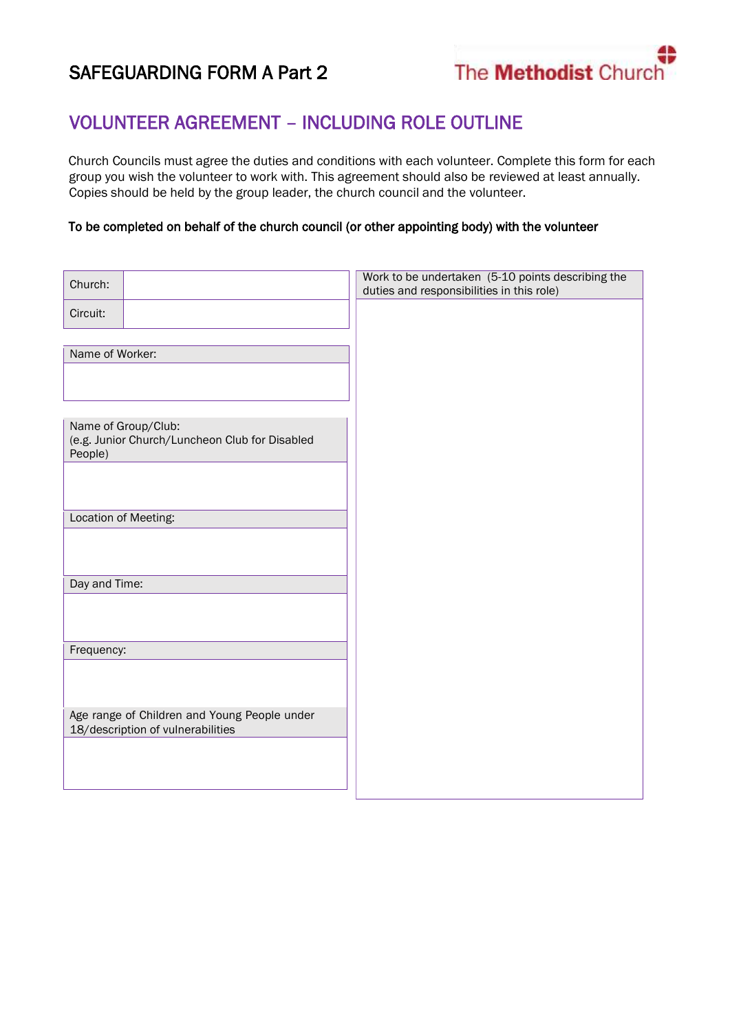# SAFEGUARDING FORM A Part 2

The Methodist Church

## VOLUNTEER AGREEMENT – INCLUDING ROLE OUTLINE

Church Councils must agree the duties and conditions with each volunteer. Complete this form for each group you wish the volunteer to work with. This agreement should also be reviewed at least annually. Copies should be held by the group leader, the church council and the volunteer.

**To be completed on behalf of the church council (or other appointing body) with the volunteer**

| Church: | |
|---|---|
| Circuit: | |

| Name of Worker: |
|---|
| |

| Name of Group/Club: (e.g. Junior Church/Luncheon Club for Disabled People) |
|---|
| |
| **Location of Meeting:** |
| |
| **Day and Time:** |
| |
| **Frequency:** |
| |
| **Age range of Children and Young People under 18/description of vulnerabilities** |
| |

| Work to be undertaken (5-10 points describing the duties and responsibilities in this role) |
|---|
| |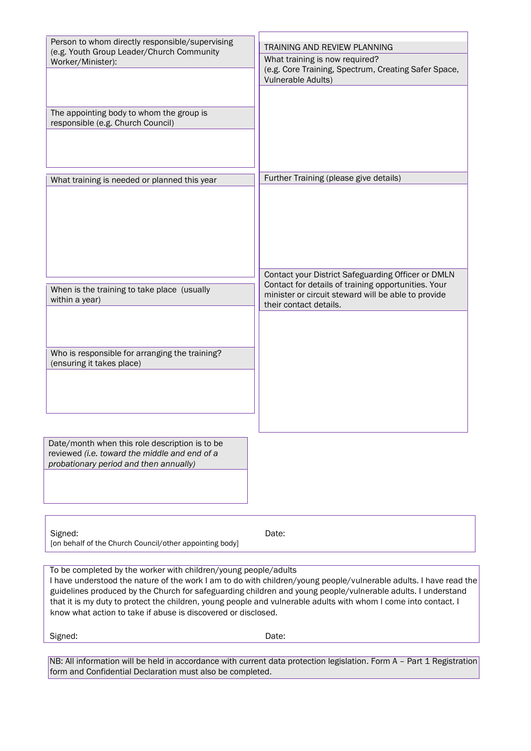Person to whom directly responsible/supervising (e.g. Youth Group Leader/Church Community Worker/Minister):

The appointing body to whom the group is responsible (e.g. Church Council)

What training is needed or planned this year

When is the training to take place (usually within a year)

Who is responsible for arranging the training? (ensuring it takes place)

TRAINING AND REVIEW PLANNING

What training is now required?
(e.g. Core Training, Spectrum, Creating Safer Space, Vulnerable Adults)

Further Training (please give details)

Contact your District Safeguarding Officer or DMLN Contact for details of training opportunities. Your minister or circuit steward will be able to provide their contact details.

Date/month when this role description is to be reviewed *(i.e. toward the middle and end of a probationary period and then annually)*

Signed:
[on behalf of the Church Council/other appointing body]

Date:

To be completed by the worker with children/young people/adults

I have understood the nature of the work I am to do with children/young people/vulnerable adults. I have read the guidelines produced by the Church for safeguarding children and young people/vulnerable adults. I understand that it is my duty to protect the children, young people and vulnerable adults with whom I come into contact. I know what action to take if abuse is discovered or disclosed.

Signed:

Date:

NB: All information will be held in accordance with current data protection legislation. Form A – Part 1 Registration form and Confidential Declaration must also be completed.